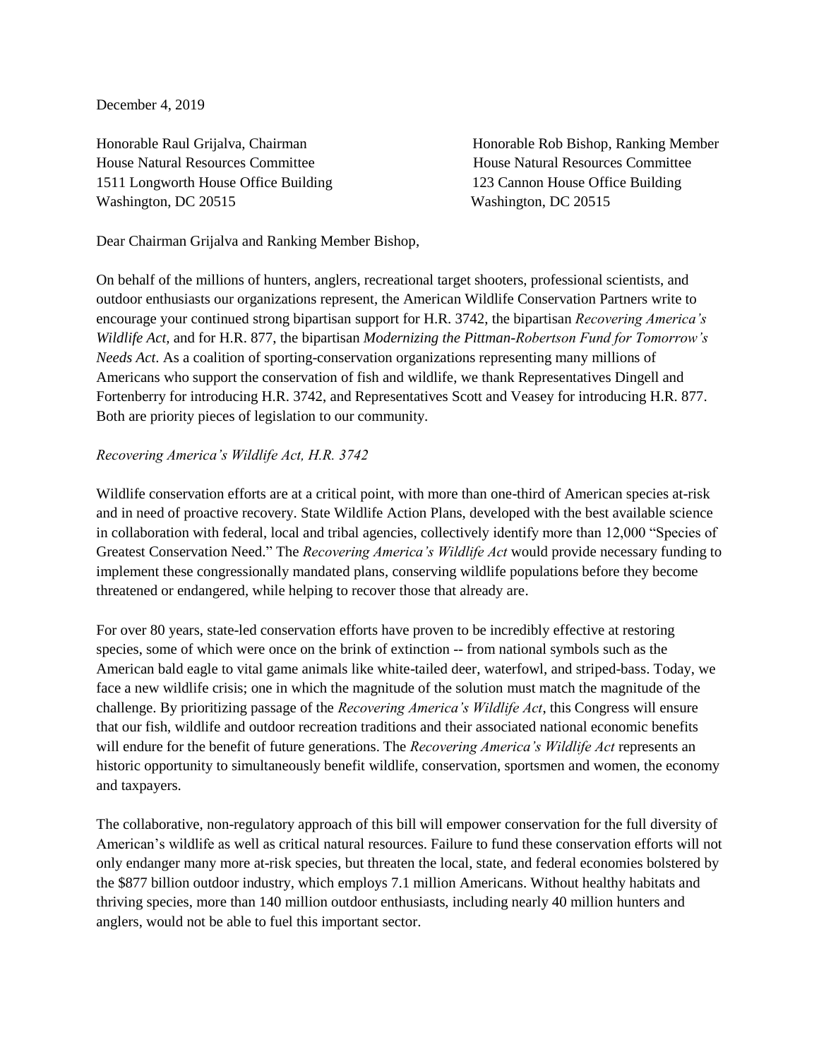December 4, 2019

Honorable Raul Grijalva, Chairman
House Natural Resources Committee
1511 Longworth House Office Building
Washington, DC 20515

Honorable Rob Bishop, Ranking Member
House Natural Resources Committee
123 Cannon House Office Building
Washington, DC 20515

Dear Chairman Grijalva and Ranking Member Bishop,

On behalf of the millions of hunters, anglers, recreational target shooters, professional scientists, and outdoor enthusiasts our organizations represent, the American Wildlife Conservation Partners write to encourage your continued strong bipartisan support for H.R. 3742, the bipartisan *Recovering America's Wildlife Act*, and for H.R. 877, the bipartisan *Modernizing the Pittman-Robertson Fund for Tomorrow's Needs Act*. As a coalition of sporting-conservation organizations representing many millions of Americans who support the conservation of fish and wildlife, we thank Representatives Dingell and Fortenberry for introducing H.R. 3742, and Representatives Scott and Veasey for introducing H.R. 877. Both are priority pieces of legislation to our community.

*Recovering America's Wildlife Act, H.R. 3742*

Wildlife conservation efforts are at a critical point, with more than one-third of American species at-risk and in need of proactive recovery. State Wildlife Action Plans, developed with the best available science in collaboration with federal, local and tribal agencies, collectively identify more than 12,000 "Species of Greatest Conservation Need." The *Recovering America's Wildlife Act* would provide necessary funding to implement these congressionally mandated plans, conserving wildlife populations before they become threatened or endangered, while helping to recover those that already are.

For over 80 years, state-led conservation efforts have proven to be incredibly effective at restoring species, some of which were once on the brink of extinction -- from national symbols such as the American bald eagle to vital game animals like white-tailed deer, waterfowl, and striped-bass. Today, we face a new wildlife crisis; one in which the magnitude of the solution must match the magnitude of the challenge. By prioritizing passage of the *Recovering America's Wildlife Act*, this Congress will ensure that our fish, wildlife and outdoor recreation traditions and their associated national economic benefits will endure for the benefit of future generations. The *Recovering America's Wildlife Act* represents an historic opportunity to simultaneously benefit wildlife, conservation, sportsmen and women, the economy and taxpayers.

The collaborative, non-regulatory approach of this bill will empower conservation for the full diversity of American's wildlife as well as critical natural resources. Failure to fund these conservation efforts will not only endanger many more at-risk species, but threaten the local, state, and federal economies bolstered by the $877 billion outdoor industry, which employs 7.1 million Americans. Without healthy habitats and thriving species, more than 140 million outdoor enthusiasts, including nearly 40 million hunters and anglers, would not be able to fuel this important sector.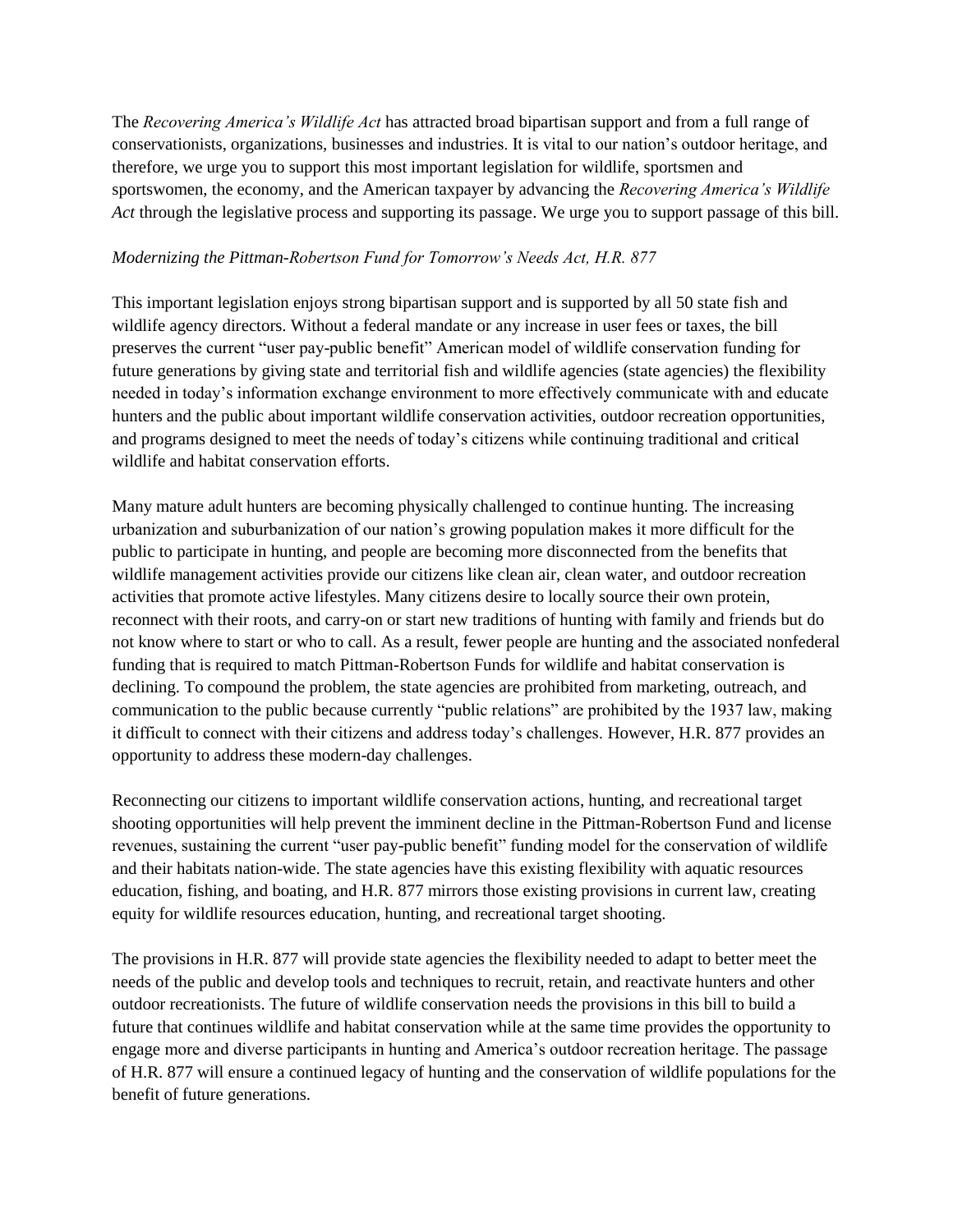The *Recovering America's Wildlife Act* has attracted broad bipartisan support and from a full range of conservationists, organizations, businesses and industries. It is vital to our nation's outdoor heritage, and therefore, we urge you to support this most important legislation for wildlife, sportsmen and sportswomen, the economy, and the American taxpayer by advancing the *Recovering America's Wildlife Act* through the legislative process and supporting its passage. We urge you to support passage of this bill.

*Modernizing the Pittman-Robertson Fund for Tomorrow's Needs Act, H.R. 877*

This important legislation enjoys strong bipartisan support and is supported by all 50 state fish and wildlife agency directors. Without a federal mandate or any increase in user fees or taxes, the bill preserves the current "user pay-public benefit" American model of wildlife conservation funding for future generations by giving state and territorial fish and wildlife agencies (state agencies) the flexibility needed in today's information exchange environment to more effectively communicate with and educate hunters and the public about important wildlife conservation activities, outdoor recreation opportunities, and programs designed to meet the needs of today's citizens while continuing traditional and critical wildlife and habitat conservation efforts.

Many mature adult hunters are becoming physically challenged to continue hunting. The increasing urbanization and suburbanization of our nation's growing population makes it more difficult for the public to participate in hunting, and people are becoming more disconnected from the benefits that wildlife management activities provide our citizens like clean air, clean water, and outdoor recreation activities that promote active lifestyles. Many citizens desire to locally source their own protein, reconnect with their roots, and carry-on or start new traditions of hunting with family and friends but do not know where to start or who to call. As a result, fewer people are hunting and the associated nonfederal funding that is required to match Pittman-Robertson Funds for wildlife and habitat conservation is declining. To compound the problem, the state agencies are prohibited from marketing, outreach, and communication to the public because currently "public relations" are prohibited by the 1937 law, making it difficult to connect with their citizens and address today's challenges. However, H.R. 877 provides an opportunity to address these modern-day challenges.

Reconnecting our citizens to important wildlife conservation actions, hunting, and recreational target shooting opportunities will help prevent the imminent decline in the Pittman-Robertson Fund and license revenues, sustaining the current "user pay-public benefit" funding model for the conservation of wildlife and their habitats nation-wide. The state agencies have this existing flexibility with aquatic resources education, fishing, and boating, and H.R. 877 mirrors those existing provisions in current law, creating equity for wildlife resources education, hunting, and recreational target shooting.

The provisions in H.R. 877 will provide state agencies the flexibility needed to adapt to better meet the needs of the public and develop tools and techniques to recruit, retain, and reactivate hunters and other outdoor recreationists. The future of wildlife conservation needs the provisions in this bill to build a future that continues wildlife and habitat conservation while at the same time provides the opportunity to engage more and diverse participants in hunting and America's outdoor recreation heritage. The passage of H.R. 877 will ensure a continued legacy of hunting and the conservation of wildlife populations for the benefit of future generations.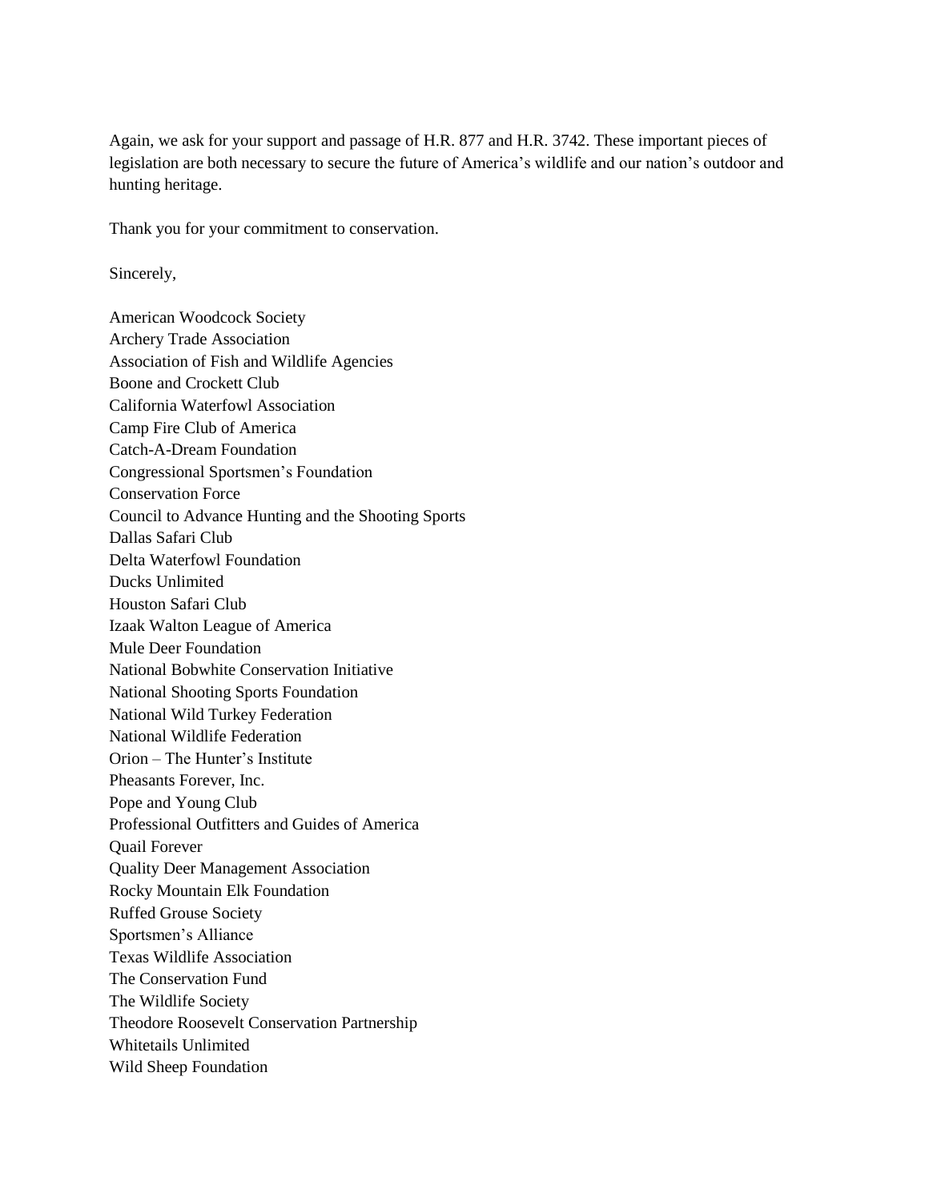Again, we ask for your support and passage of H.R. 877 and H.R. 3742. These important pieces of legislation are both necessary to secure the future of America's wildlife and our nation's outdoor and hunting heritage.

Thank you for your commitment to conservation.

Sincerely,

American Woodcock Society
Archery Trade Association
Association of Fish and Wildlife Agencies
Boone and Crockett Club
California Waterfowl Association
Camp Fire Club of America
Catch-A-Dream Foundation
Congressional Sportsmen's Foundation
Conservation Force
Council to Advance Hunting and the Shooting Sports
Dallas Safari Club
Delta Waterfowl Foundation
Ducks Unlimited
Houston Safari Club
Izaak Walton League of America
Mule Deer Foundation
National Bobwhite Conservation Initiative
National Shooting Sports Foundation
National Wild Turkey Federation
National Wildlife Federation
Orion – The Hunter's Institute
Pheasants Forever, Inc.
Pope and Young Club
Professional Outfitters and Guides of America
Quail Forever
Quality Deer Management Association
Rocky Mountain Elk Foundation
Ruffed Grouse Society
Sportsmen's Alliance
Texas Wildlife Association
The Conservation Fund
The Wildlife Society
Theodore Roosevelt Conservation Partnership
Whitetails Unlimited
Wild Sheep Foundation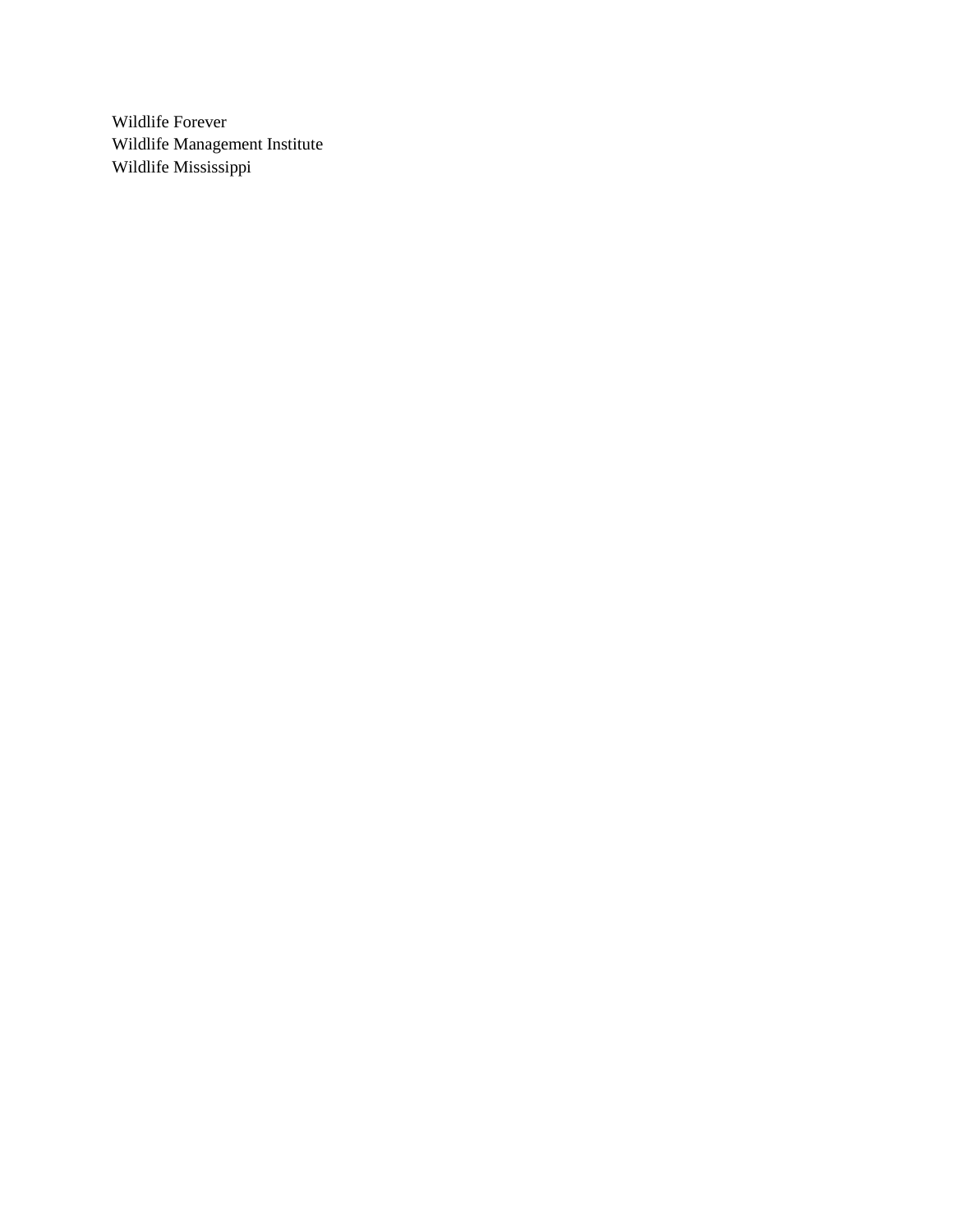Wildlife Forever
Wildlife Management Institute
Wildlife Mississippi